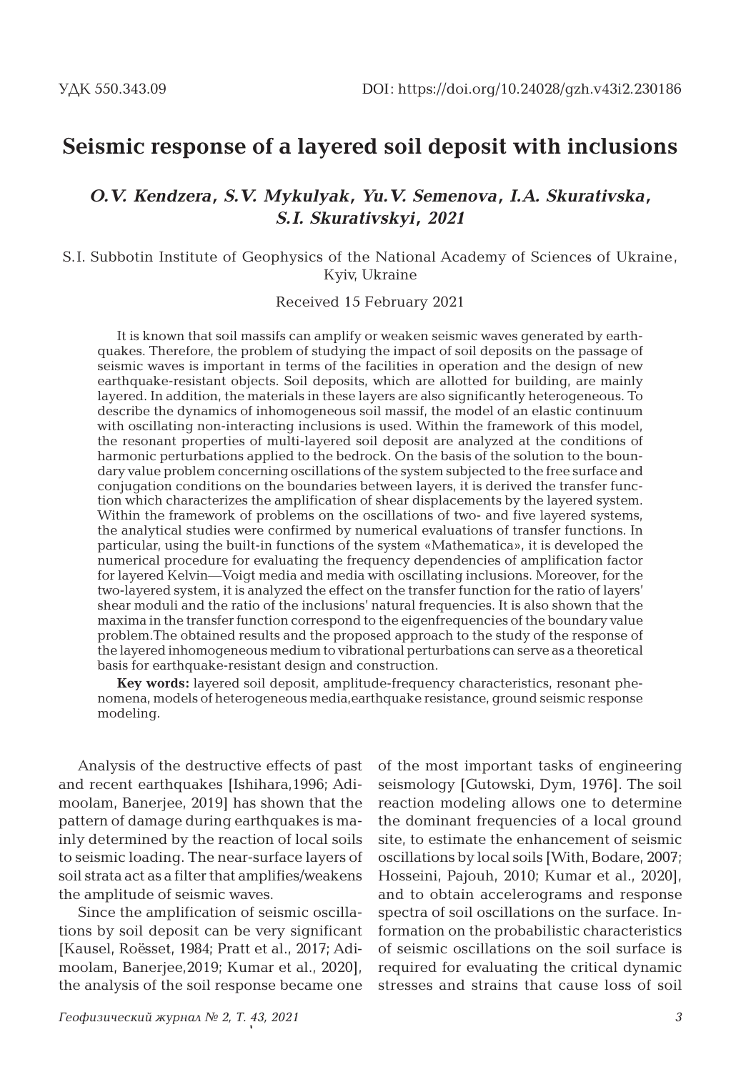УДК 550.343.09 DOI: https://doi.org/10.24028/gzh.v43i2.230186

# Seismic response of a layered soil deposit with inclusions

***O.V. Kendzera, S.V. Mykulyak, Yu.V. Semenova, I.A. Skurativska, S.I. Skurativskyi, 2021***

S.I. Subbotin Institute of Geophysics of the National Academy of Sciences of Ukraine, Kyiv, Ukraine

Received 15 February 2021

It is known that soil massifs can amplify or weaken seismic waves generated by earthquakes. Therefore, the problem of studying the impact of soil deposits on the passage of seismic waves is important in terms of the facilities in operation and the design of new earthquake-resistant objects. Soil deposits, which are allotted for building, are mainly layered. In addition, the materials in these layers are also significantly heterogeneous. To describe the dynamics of inhomogeneous soil massif, the model of an elastic continuum with oscillating non-interacting inclusions is used. Within the framework of this model, the resonant properties of multi-layered soil deposit are analyzed at the conditions of harmonic perturbations applied to the bedrock. On the basis of the solution to the boundary value problem concerning oscillations of the system subjected to the free surface and conjugation conditions on the boundaries between layers, it is derived the transfer function which characterizes the amplification of shear displacements by the layered system. Within the framework of problems on the oscillations of two- and five layered systems, the analytical studies were confirmed by numerical evaluations of transfer functions. In particular, using the built-in functions of the system «Mathematica», it is developed the numerical procedure for evaluating the frequency dependencies of amplification factor for layered Kelvin—Voigt media and media with oscillating inclusions. Moreover, for the two-layered system, it is analyzed the effect on the transfer function for the ratio of layers' shear moduli and the ratio of the inclusions' natural frequencies. It is also shown that the maxima in the transfer function correspond to the eigenfrequencies of the boundary value problem.The obtained results and the proposed approach to the study of the response of the layered inhomogeneous medium to vibrational perturbations can serve as a theoretical basis for earthquake-resistant design and construction.

**Key words:** layered soil deposit, amplitude-frequency characteristics, resonant phenomena, models of heterogeneous media,earthquake resistance, ground seismic response modeling.

Analysis of the destructive effects of past and recent earthquakes [Ishihara,1996; Adimoolam, Banerjee, 2019] has shown that the pattern of damage during earthquakes is mainly determined by the reaction of local soils to seismic loading. The near-surface layers of soil strata act as a filter that amplifies/weakens the amplitude of seismic waves.

Since the amplification of seismic oscillations by soil deposit can be very significant [Kausel, Roësset, 1984; Pratt et al., 2017; Adimoolam, Banerjee,2019; Kumar et al., 2020], the analysis of the soil response became one of the most important tasks of engineering seismology [Gutowski, Dym, 1976]. The soil reaction modeling allows one to determine the dominant frequencies of a local ground site, to estimate the enhancement of seismic oscillations by local soils [With, Bodare, 2007; Hosseini, Pajouh, 2010; Kumar et al., 2020], and to obtain accelerograms and response spectra of soil oscillations on the surface. Information on the probabilistic characteristics of seismic oscillations on the soil surface is required for evaluating the critical dynamic stresses and strains that cause loss of soil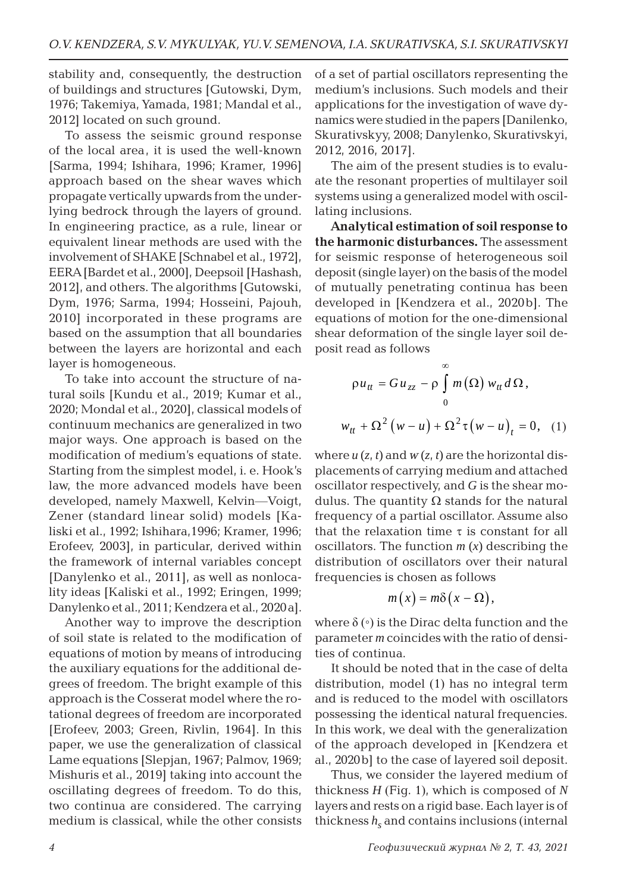stability and, consequently, the destruction of buildings and structures [Gutowski, Dym, 1976; Takemiya, Yamada, 1981; Mandal et al., 2012] located on such ground.

To assess the seismic ground response of the local area, it is used the well-known [Sarma, 1994; Ishihara, 1996; Kramer, 1996] approach based on the shear waves which propagate vertically upwards from the underlying bedrock through the layers of ground. In engineering practice, as a rule, linear or equivalent linear methods are used with the involvement of SHAKE [Schnabel et al., 1972], EERA [Bardet et al., 2000], Deepsoil [Hashash, 2012], and others. The algorithms [Gutowski, Dym, 1976; Sarma, 1994; Hosseini, Pajouh, 2010] incorporated in these programs are based on the assumption that all boundaries between the layers are horizontal and each layer is homogeneous.

To take into account the structure of natural soils [Kundu et al., 2019; Kumar et al., 2020; Mondal et al., 2020], classical models of continuum mechanics are generalized in two major ways. One approach is based on the modification of medium's equations of state. Starting from the simplest model, i. e. Hook's law, the more advanced models have been developed, namely Maxwell, Kelvin—Voigt, Zener (standard linear solid) models [Kaliski et al., 1992; Ishihara,1996; Kramer, 1996; Erofeev, 2003], in particular, derived within the framework of internal variables concept [Danylenko et al., 2011], as well as nonlocality ideas [Kaliski et al., 1992; Eringen, 1999; Danylenko et al., 2011; Kendzera et al., 2020a].

Another way to improve the description of soil state is related to the modification of equations of motion by means of introducing the auxiliary equations for the additional degrees of freedom. The bright example of this approach is the Cosserat model where the rotational degrees of freedom are incorporated [Erofeev, 2003; Green, Rivlin, 1964]. In this paper, we use the generalization of classical Lame equations [Slepjan, 1967; Palmov, 1969; Mishuris et al., 2019] taking into account the oscillating degrees of freedom. To do this, two continua are considered. The carrying medium is classical, while the other consists of a set of partial oscillators representing the medium's inclusions. Such models and their applications for the investigation of wave dynamics were studied in the papers [Danilenko, Skurativskyy, 2008; Danylenko, Skurativskyi, 2012, 2016, 2017].

The aim of the present studies is to evaluate the resonant properties of multilayer soil systems using a generalized model with oscillating inclusions.

**Analytical estimation of soil response to the harmonic disturbances.** The assessment for seismic response of heterogeneous soil deposit (single layer) on the basis of the model of mutually penetrating continua has been developed in [Kendzera et al., 2020b]. The equations of motion for the one-dimensional shear deformation of the single layer soil deposit read as follows

$$\rho u_{tt} = G u_{zz} - \rho \int_0^\infty m(\Omega)\, w_{tt}\, d\Omega,$$

$$w_{tt} + \Omega^2 (w - u) + \Omega^2 \tau (w - u)_t = 0, \quad (1)$$

where $u(z, t)$ and $w(z, t)$ are the horizontal displacements of carrying medium and attached oscillator respectively, and $G$ is the shear modulus. The quantity $\Omega$ stands for the natural frequency of a partial oscillator. Assume also that the relaxation time $\tau$ is constant for all oscillators. The function $m(x)$ describing the distribution of oscillators over their natural frequencies is chosen as follows

$$m(x) = m\delta(x - \Omega),$$

where $\delta(\circ)$ is the Dirac delta function and the parameter $m$ coincides with the ratio of densities of continua.

It should be noted that in the case of delta distribution, model (1) has no integral term and is reduced to the model with oscillators possessing the identical natural frequencies. In this work, we deal with the generalization of the approach developed in [Kendzera et al., 2020b] to the case of layered soil deposit.

Thus, we consider the layered medium of thickness $H$ (Fig. 1), which is composed of $N$ layers and rests on a rigid base. Each layer is of thickness $h_s$ and contains inclusions (internal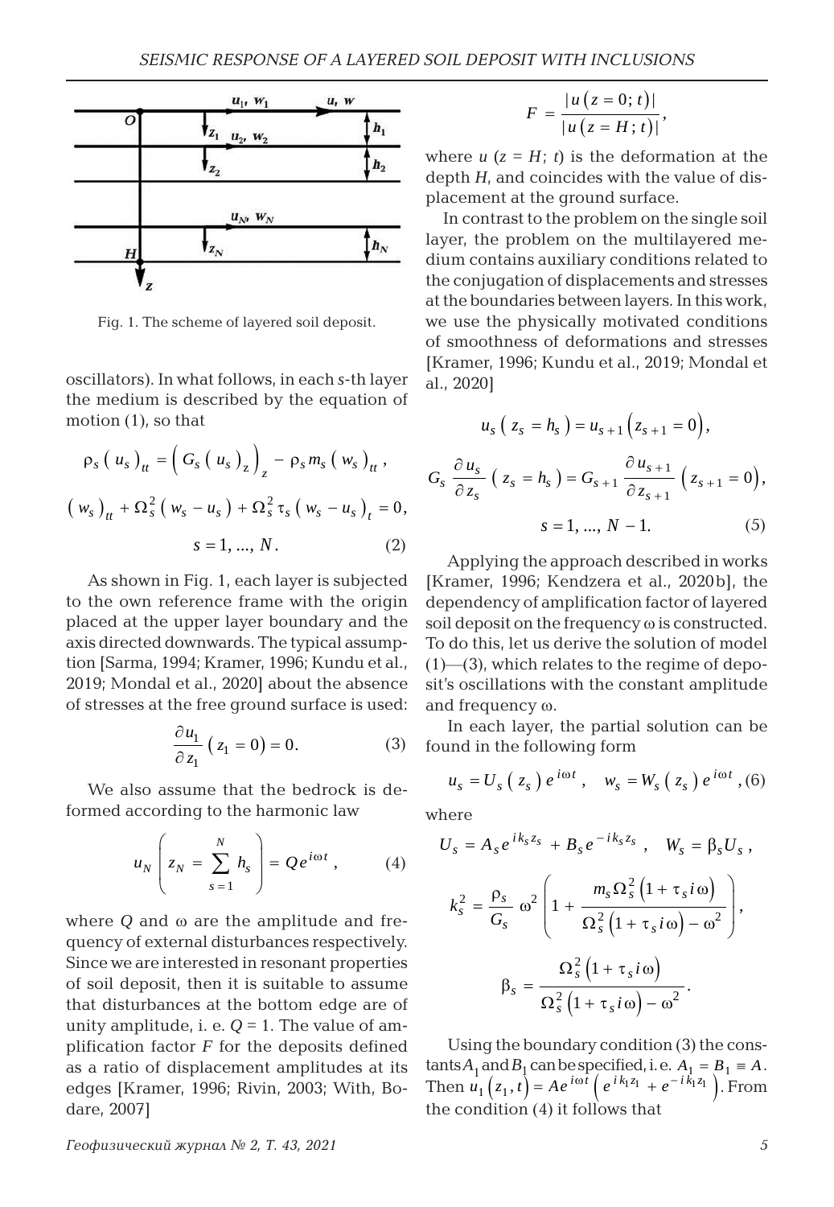Fig. 1. The scheme of layered soil deposit.

oscillators). In what follows, in each $s$-th layer the medium is described by the equation of motion (1), so that

$$\rho_s \left( u_s \right)_{tt} = \left( G_s \left( u_s \right)_z \right)_z - \rho_s m_s \left( w_s \right)_{tt},$$

$$\left( w_s \right)_{tt} + \Omega_s^2 \left( w_s - u_s \right) + \Omega_s^2 \tau_s \left( w_s - u_s \right)_t = 0,$$

$$s = 1, \ldots, N. \qquad (2)$$

As shown in Fig. 1, each layer is subjected to the own reference frame with the origin placed at the upper layer boundary and the axis directed downwards. The typical assumption [Sarma, 1994; Kramer, 1996; Kundu et al., 2019; Mondal et al., 2020] about the absence of stresses at the free ground surface is used:

$$\frac{\partial u_1}{\partial z_1} \left( z_1 = 0 \right) = 0. \qquad (3)$$

We also assume that the bedrock is deformed according to the harmonic law

$$u_N \left( z_N = \sum_{s=1}^{N} h_s \right) = Q e^{i\omega t}, \qquad (4)$$

where $Q$ and $\omega$ are the amplitude and frequency of external disturbances respectively. Since we are interested in resonant properties of soil deposit, then it is suitable to assume that disturbances at the bottom edge are of unity amplitude, i. e. $Q = 1$. The value of amplification factor $F$ for the deposits defined as a ratio of displacement amplitudes at its edges [Kramer, 1996; Rivin, 2003; With, Bodare, 2007]

$$F = \frac{\left| u \left( z = 0; t \right) \right|}{\left| u \left( z = H; t \right) \right|},$$

where $u$ ($z = H$; $t$) is the deformation at the depth $H$, and coincides with the value of displacement at the ground surface.

In contrast to the problem on the single soil layer, the problem on the multilayered medium contains auxiliary conditions related to the conjugation of displacements and stresses at the boundaries between layers. In this work, we use the physically motivated conditions of smoothness of deformations and stresses [Kramer, 1996; Kundu et al., 2019; Mondal et al., 2020]

$$u_s \left( z_s = h_s \right) = u_{s+1} \left( z_{s+1} = 0 \right),$$

$$G_s \frac{\partial u_s}{\partial z_s} \left( z_s = h_s \right) = G_{s+1} \frac{\partial u_{s+1}}{\partial z_{s+1}} \left( z_{s+1} = 0 \right),$$

$$s = 1, \ldots, N-1. \qquad (5)$$

Applying the approach described in works [Kramer, 1996; Kendzera et al., 2020b], the dependency of amplification factor of layered soil deposit on the frequency $\omega$ is constructed. To do this, let us derive the solution of model (1)—(3), which relates to the regime of deposit's oscillations with the constant amplitude and frequency $\omega$.

In each layer, the partial solution can be found in the following form

$$u_s = U_s \left( z_s \right) e^{i\omega t}, \quad w_s = W_s \left( z_s \right) e^{i\omega t}, \qquad (6)$$

where

$$U_s = A_s e^{i k_s z_s} + B_s e^{-i k_s z_s}, \quad W_s = \beta_s U_s,$$

$$k_s^2 = \frac{\rho_s}{G_s} \omega^2 \left( 1 + \frac{m_s \Omega_s^2 \left( 1 + \tau_s i \omega \right)}{\Omega_s^2 \left( 1 + \tau_s i \omega \right) - \omega^2} \right),$$

$$\beta_s = \frac{\Omega_s^2 \left( 1 + \tau_s i \omega \right)}{\Omega_s^2 \left( 1 + \tau_s i \omega \right) - \omega^2}.$$

Using the boundary condition (3) the constants $A_1$ and $B_1$ can be specified, i. e. $A_1 = B_1 \equiv A$. Then $u_1 \left( z_1, t \right) = A e^{i\omega t} \left( e^{i k_1 z_1} + e^{-i k_1 z_1} \right)$. From the condition (4) it follows that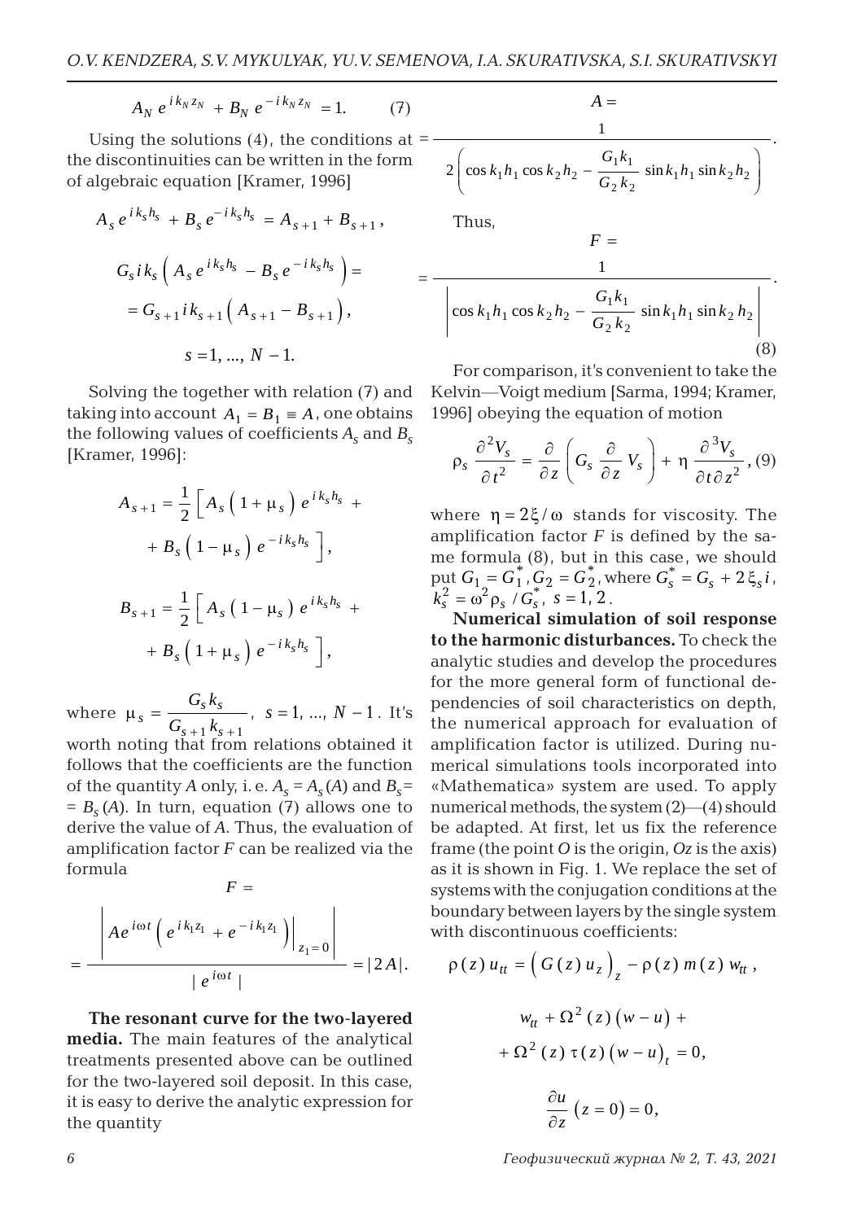$$A_N\, e^{i k_N z_N} + B_N\, e^{-i k_N z_N} = 1. \qquad (7)$$

Using the solutions (4), the conditions at the discontinuities can be written in the form of algebraic equation [Kramer, 1996]

$$A_s\, e^{i k_s h_s} + B_s\, e^{-i k_s h_s} = A_{s+1} + B_{s+1},$$

$$G_s\, i k_s \left( A_s\, e^{i k_s h_s} - B_s\, e^{-i k_s h_s} \right) = G_{s+1}\, i k_{s+1} \left( A_{s+1} - B_{s+1} \right),$$

$$s = 1, \ldots, N-1.$$

Solving the together with relation (7) and taking into account $A_1 = B_1 \equiv A$, one obtains the following values of coefficients $A_s$ and $B_s$ [Kramer, 1996]:

$$A_{s+1} = \frac{1}{2} \left[ A_s \left( 1 + \mu_s \right) e^{i k_s h_s} + B_s \left( 1 - \mu_s \right) e^{-i k_s h_s} \right],$$

$$B_{s+1} = \frac{1}{2} \left[ A_s \left( 1 - \mu_s \right) e^{i k_s h_s} + B_s \left( 1 + \mu_s \right) e^{-i k_s h_s} \right],$$

where $\mu_s = \dfrac{G_s k_s}{G_{s+1} k_{s+1}}$, $s = 1, \ldots, N-1$. It's worth noting that from relations obtained it follows that the coefficients are the function of the quantity $A$ only, i. e. $A_s = A_s(A)$ and $B_s = B_s(A)$. In turn, equation (7) allows one to derive the value of $A$. Thus, the evaluation of amplification factor $F$ can be realized via the formula

$$F = \frac{\left| A e^{i\omega t} \left( e^{i k_1 z_1} + e^{-i k_1 z_1} \right) \Big|_{z_1 = 0} \right|}{\left| e^{i\omega t} \right|} = |2A|.$$

**The resonant curve for the two-layered media.** The main features of the analytical treatments presented above can be outlined for the two-layered soil deposit. In this case, it is easy to derive the analytic expression for the quantity

$$A = \frac{1}{2\left( \cos k_1 h_1 \cos k_2 h_2 - \dfrac{G_1 k_1}{G_2 k_2} \sin k_1 h_1 \sin k_2 h_2 \right)}.$$

Thus,

$$F = \frac{1}{\left| \cos k_1 h_1 \cos k_2 h_2 - \dfrac{G_1 k_1}{G_2 k_2} \sin k_1 h_1 \sin k_2 h_2 \right|}. \qquad (8)$$

For comparison, it's convenient to take the Kelvin—Voigt medium [Sarma, 1994; Kramer, 1996] obeying the equation of motion

$$\rho_s \frac{\partial^2 V_s}{\partial t^2} = \frac{\partial}{\partial z} \left( G_s \frac{\partial}{\partial z} V_s \right) + \eta \frac{\partial^3 V_s}{\partial t \partial z^2}, \qquad (9)$$

where $\eta = 2\xi/\omega$ stands for viscosity. The amplification factor $F$ is defined by the same formula (8), but in this case, we should put $G_1 = G_1^*, G_2 = G_2^*$, where $G_s^* = G_s + 2\xi_s i$, $k_s^2 = \omega^2 \rho_s / G_s^*$, $s = 1, 2$.

**Numerical simulation of soil response to the harmonic disturbances.** To check the analytic studies and develop the procedures for the more general form of functional dependencies of soil characteristics on depth, the numerical approach for evaluation of amplification factor is utilized. During numerical simulations tools incorporated into «Mathematica» system are used. To apply numerical methods, the system (2)—(4) should be adapted. At first, let us fix the reference frame (the point $O$ is the origin, $Oz$ is the axis) as it is shown in Fig. 1. We replace the set of systems with the conjugation conditions at the boundary between layers by the single system with discontinuous coefficients:

$$\rho(z)\, u_{tt} = \left( G(z)\, u_z \right)_z - \rho(z)\, m(z)\, w_{tt},$$

$$w_{tt} + \Omega^2(z)\left( w - u \right) + \Omega^2(z)\, \tau(z) \left( w - u \right)_t = 0,$$

$$\frac{\partial u}{\partial z}\left( z = 0 \right) = 0,$$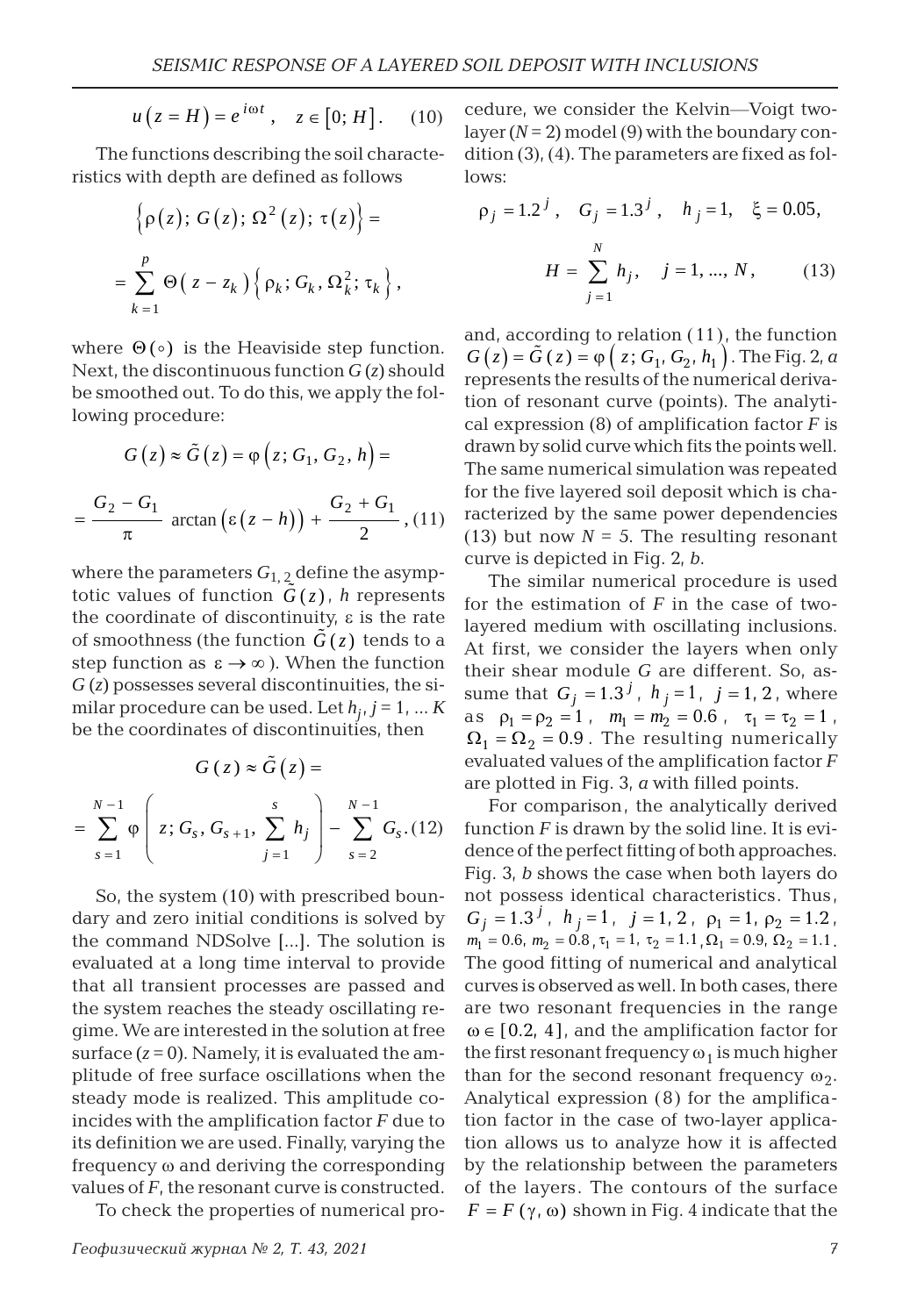$$u(z = H) = e^{i\omega t}, \quad z \in [0; H]. \qquad (10)$$

The functions describing the soil characteristics with depth are defined as follows

$$\left\{\rho(z);\, G(z);\, \Omega^2(z);\, \tau(z)\right\} =$$

$$= \sum_{k=1}^{p} \Theta(z - z_k)\left\{\rho_k;\, G_k,\, \Omega_k^2;\, \tau_k\right\},$$

where $\Theta(\circ)$ is the Heaviside step function. Next, the discontinuous function $G(z)$ should be smoothed out. To do this, we apply the following procedure:

$$G(z) \approx \tilde{G}(z) = \varphi(z;\, G_1,\, G_2,\, h) =$$

$$= \frac{G_2 - G_1}{\pi} \arctan\left(\varepsilon(z - h)\right) + \frac{G_2 + G_1}{2}, \qquad (11)$$

where the parameters $G_{1,2}$ define the asymptotic values of function $\tilde{G}(z)$, $h$ represents the coordinate of discontinuity, $\varepsilon$ is the rate of smoothness (the function $\tilde{G}(z)$ tends to a step function as $\varepsilon \to \infty$). When the function $G(z)$ possesses several discontinuities, the similar procedure can be used. Let $h_j$, $j = 1, \dots K$ be the coordinates of discontinuities, then

$$G(z) \approx \tilde{G}(z) =$$

$$= \sum_{s=1}^{N-1} \varphi\left(z;\, G_s,\, G_{s+1},\, \sum_{j=1}^{s} h_j\right) - \sum_{s=2}^{N-1} G_s. \qquad (12)$$

So, the system (10) with prescribed boundary and zero initial conditions is solved by the command NDSolve [...]. The solution is evaluated at a long time interval to provide that all transient processes are passed and the system reaches the steady oscillating regime. We are interested in the solution at free surface ($z = 0$). Namely, it is evaluated the amplitude of free surface oscillations when the steady mode is realized. This amplitude coincides with the amplification factor $F$ due to its definition we are used. Finally, varying the frequency $\omega$ and deriving the corresponding values of $F$, the resonant curve is constructed.

To check the properties of numerical procedure, we consider the Kelvin—Voigt two-layer ($N = 2$) model (9) with the boundary condition (3), (4). The parameters are fixed as follows:

$$\rho_j = 1.2^j, \quad G_j = 1.3^j, \quad h_j = 1, \quad \xi = 0.05,$$

$$H = \sum_{j=1}^{N} h_j, \quad j = 1, \dots, N, \qquad (13)$$

and, according to relation (11), the function $G(z) = \tilde{G}(z) = \varphi(z;\, G_1,\, G_2,\, h_1)$. The Fig. 2, *a* represents the results of the numerical derivation of resonant curve (points). The analytical expression (8) of amplification factor $F$ is drawn by solid curve which fits the points well. The same numerical simulation was repeated for the five layered soil deposit which is characterized by the same power dependencies (13) but now $N = 5$. The resulting resonant curve is depicted in Fig. 2, *b*.

The similar numerical procedure is used for the estimation of $F$ in the case of two-layered medium with oscillating inclusions. At first, we consider the layers when only their shear module $G$ are different. So, assume that $G_j = 1.3^j$, $h_j = 1$, $j = 1, 2$, where as $\rho_1 = \rho_2 = 1$, $m_1 = m_2 = 0.6$, $\tau_1 = \tau_2 = 1$, $\Omega_1 = \Omega_2 = 0.9$. The resulting numerically evaluated values of the amplification factor $F$ are plotted in Fig. 3, *a* with filled points.

For comparison, the analytically derived function $F$ is drawn by the solid line. It is evidence of the perfect fitting of both approaches. Fig. 3, *b* shows the case when both layers do not possess identical characteristics. Thus, $G_j = 1.3^j$, $h_j = 1$, $j = 1, 2$, $\rho_1 = 1$, $\rho_2 = 1.2$, $m_1 = 0.6$, $m_2 = 0.8$, $\tau_1 = 1$, $\tau_2 = 1.1$, $\Omega_1 = 0.9$, $\Omega_2 = 1.1$. The good fitting of numerical and analytical curves is observed as well. In both cases, there are two resonant frequencies in the range $\omega \in [0.2, 4]$, and the amplification factor for the first resonant frequency $\omega_1$ is much higher than for the second resonant frequency $\omega_2$. Analytical expression (8) for the amplification factor in the case of two-layer application allows us to analyze how it is affected by the relationship between the parameters of the layers. The contours of the surface $F = F(\gamma, \omega)$ shown in Fig. 4 indicate that the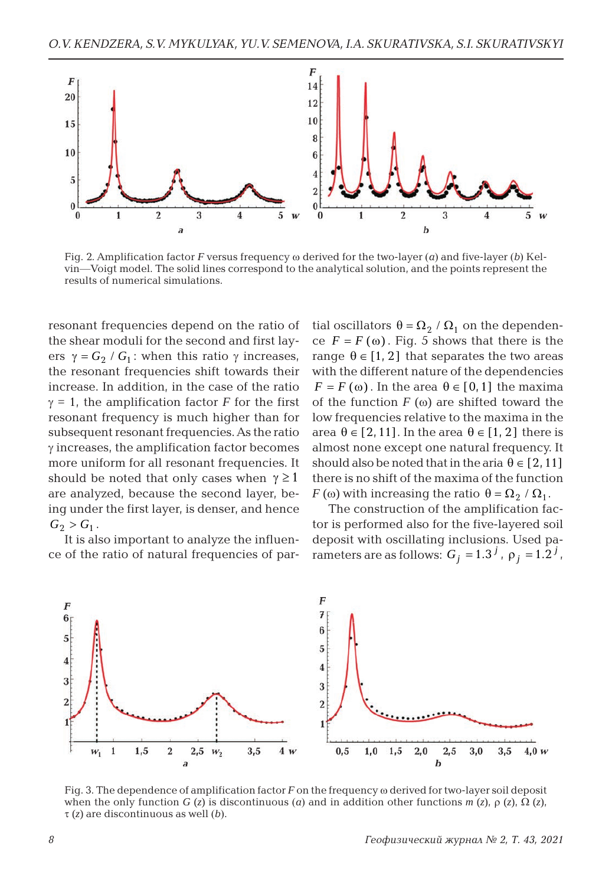Fig. 2. Amplification factor $F$ versus frequency $\omega$ derived for the two-layer ($a$) and five-layer ($b$) Kelvin—Voigt model. The solid lines correspond to the analytical solution, and the points represent the results of numerical simulations.

resonant frequencies depend on the ratio of the shear moduli for the second and first layers $\gamma = G_2 / G_1$: when this ratio $\gamma$ increases, the resonant frequencies shift towards their increase. In addition, in the case of the ratio $\gamma = 1$, the amplification factor $F$ for the first resonant frequency is much higher than for subsequent resonant frequencies. As the ratio $\gamma$ increases, the amplification factor becomes more uniform for all resonant frequencies. It should be noted that only cases when $\gamma \geq 1$ are analyzed, because the second layer, being under the first layer, is denser, and hence $G_2 > G_1$.

It is also important to analyze the influence of the ratio of natural frequencies of partial oscillators $\theta = \Omega_2 / \Omega_1$ on the dependence $F = F(\omega)$. Fig. 5 shows that there is the range $\theta \in [1, 2]$ that separates the two areas with the different nature of the dependencies $F = F(\omega)$. In the area $\theta \in [0, 1]$ the maxima of the function $F(\omega)$ are shifted toward the low frequencies relative to the maxima in the area $\theta \in [2, 11]$. In the area $\theta \in [1, 2]$ there is almost none except one natural frequency. It should also be noted that in the aria $\theta \in [2, 11]$ there is no shift of the maxima of the function $F(\omega)$ with increasing the ratio $\theta = \Omega_2 / \Omega_1$.

The construction of the amplification factor is performed also for the five-layered soil deposit with oscillating inclusions. Used parameters are as follows: $G_j = 1.3^j$, $\rho_j = 1.2^j$,

Fig. 3. The dependence of amplification factor $F$ on the frequency $\omega$ derived for two-layer soil deposit when the only function $G(z)$ is discontinuous ($a$) and in addition other functions $m(z)$, $\rho(z)$, $\Omega(z)$, $\tau(z)$ are discontinuous as well ($b$).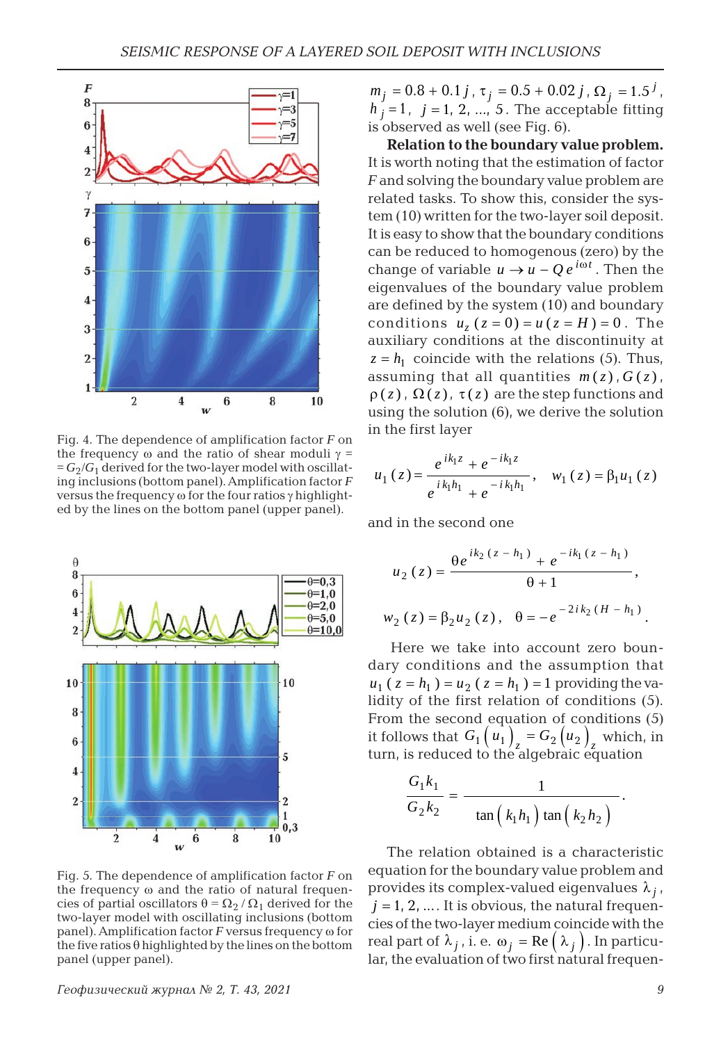Fig. 4. The dependence of amplification factor $F$ on the frequency $\omega$ and the ratio of shear moduli $\gamma = G_2/G_1$ derived for the two-layer model with oscillating inclusions (bottom panel). Amplification factor $F$ versus the frequency $\omega$ for the four ratios $\gamma$ highlighted by the lines on the bottom panel (upper panel).

Fig. 5. The dependence of amplification factor $F$ on the frequency $\omega$ and the ratio of natural frequencies of partial oscillators $\theta = \Omega_2/\Omega_1$ derived for the two-layer model with oscillating inclusions (bottom panel). Amplification factor $F$ versus frequency $\omega$ for the five ratios $\theta$ highlighted by the lines on the bottom panel (upper panel).

$m_j = 0.8 + 0.1\,j$, $\tau_j = 0.5 + 0.02\,j$, $\Omega_j = 1.5^j$, $h_j = 1$, $j = 1, 2, ..., 5$. The acceptable fitting is observed as well (see Fig. 6).

**Relation to the boundary value problem.** It is worth noting that the estimation of factor $F$ and solving the boundary value problem are related tasks. To show this, consider the system (10) written for the two-layer soil deposit. It is easy to show that the boundary conditions can be reduced to homogenous (zero) by the change of variable $u \to u - Q\,e^{i\omega t}$. Then the eigenvalues of the boundary value problem are defined by the system (10) and boundary conditions $u_z(z=0) = u(z=H) = 0$. The auxiliary conditions at the discontinuity at $z = h_1$ coincide with the relations (5). Thus, assuming that all quantities $m(z)$, $G(z)$, $\rho(z)$, $\Omega(z)$, $\tau(z)$ are the step functions and using the solution (6), we derive the solution in the first layer

$$u_1(z) = \frac{e^{ik_1 z} + e^{-ik_1 z}}{e^{ik_1 h_1} + e^{-ik_1 h_1}}, \quad w_1(z) = \beta_1 u_1(z)$$

and in the second one

$$u_2(z) = \frac{\theta e^{ik_2(z-h_1)} + e^{-ik_1(z-h_1)}}{\theta + 1},$$

$$w_2(z) = \beta_2 u_2(z), \quad \theta = -e^{-2ik_2(H-h_1)}.$$

Here we take into account zero boundary conditions and the assumption that $u_1(z=h_1) = u_2(z=h_1) = 1$ providing the validity of the first relation of conditions (5). From the second equation of conditions (5) it follows that $G_1\left(u_1\right)_z = G_2\left(u_2\right)_z$ which, in turn, is reduced to the algebraic equation

$$\frac{G_1 k_1}{G_2 k_2} = \frac{1}{\tan\left(k_1 h_1\right)\tan\left(k_2 h_2\right)}.$$

The relation obtained is a characteristic equation for the boundary value problem and provides its complex-valued eigenvalues $\lambda_j$, $j = 1, 2, \ldots$. It is obvious, the natural frequencies of the two-layer medium coincide with the real part of $\lambda_j$, i. e. $\omega_j = \mathrm{Re}\left(\lambda_j\right)$. In particular, the evaluation of two first natural frequen-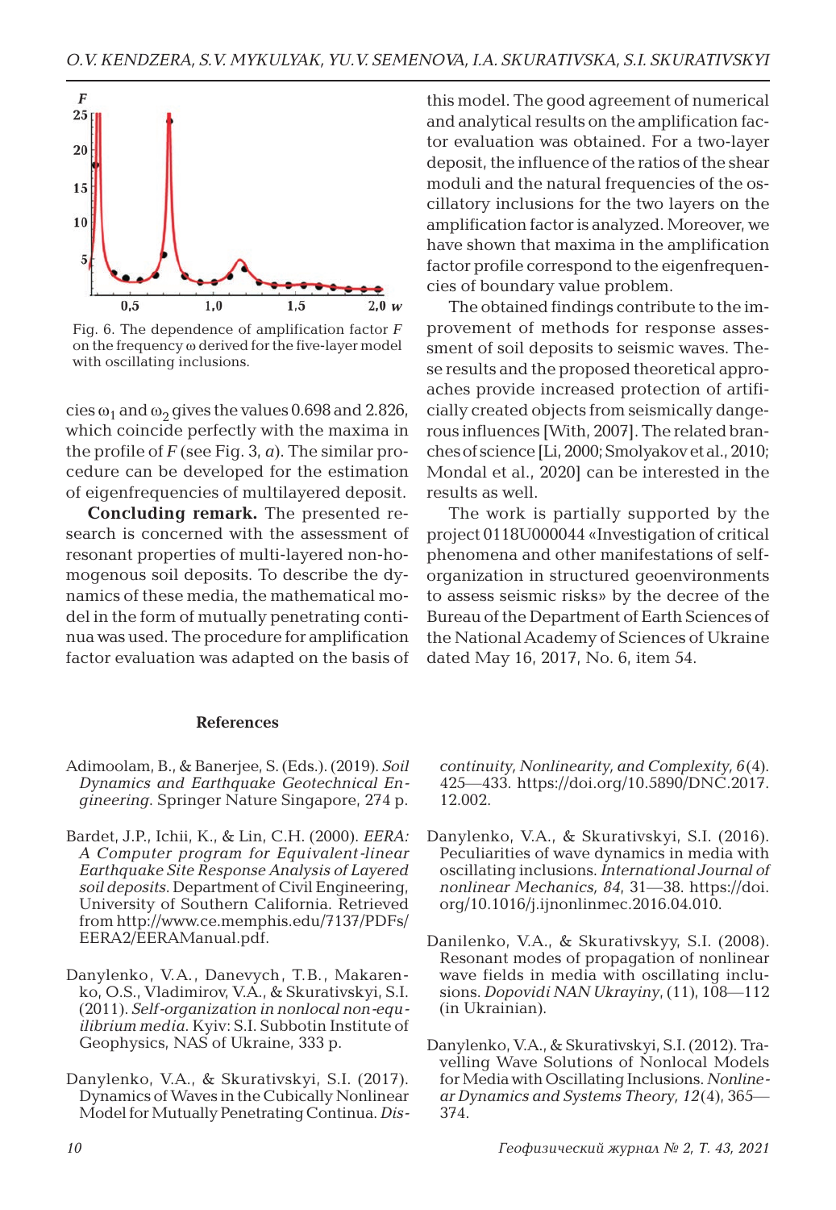Fig. 6. The dependence of amplification factor $F$ on the frequency $\omega$ derived for the five-layer model with oscillating inclusions.

cies $\omega_1$ and $\omega_2$ gives the values 0.698 and 2.826, which coincide perfectly with the maxima in the profile of $F$ (see Fig. 3, *a*). The similar procedure can be developed for the estimation of eigenfrequencies of multilayered deposit.

**Concluding remark.** The presented research is concerned with the assessment of resonant properties of multi-layered non-homogenous soil deposits. To describe the dynamics of these media, the mathematical model in the form of mutually penetrating continua was used. The procedure for amplification factor evaluation was adapted on the basis of this model. The good agreement of numerical and analytical results on the amplification factor evaluation was obtained. For a two-layer deposit, the influence of the ratios of the shear moduli and the natural frequencies of the oscillatory inclusions for the two layers on the amplification factor is analyzed. Moreover, we have shown that maxima in the amplification factor profile correspond to the eigenfrequencies of boundary value problem.

The obtained findings contribute to the improvement of methods for response assessment of soil deposits to seismic waves. These results and the proposed theoretical approaches provide increased protection of artificially created objects from seismically dangerous influences [With, 2007]. The related branches of science [Li, 2000; Smolyakov et al., 2010; Mondal et al., 2020] can be interested in the results as well.

The work is partially supported by the project 0118U000044 «Investigation of critical phenomena and other manifestations of self-organization in structured geoenvironments to assess seismic risks» by the decree of the Bureau of the Department of Earth Sciences of the National Academy of Sciences of Ukraine dated May 16, 2017, No. 6, item 54.

## References

Adimoolam, B., & Banerjee, S. (Eds.). (2019). *Soil Dynamics and Earthquake Geotechnical Engineering*. Springer Nature Singapore, 274 p.

Bardet, J.P., Ichii, K., & Lin, C.H. (2000). *EERA: A Computer program for Equivalent-linear Earthquake Site Response Analysis of Layered soil deposits*. Department of Civil Engineering, University of Southern California. Retrieved from http://www.ce.memphis.edu/7137/PDFs/EERA2/EERAManual.pdf.

Danylenko, V.A., Danevych, T.B., Makarenko, O.S., Vladimirov, V.A., & Skurativskyi, S.I. (2011). *Self-organization in nonlocal non-equilibrium media*. Kyiv: S.I. Subbotin Institute of Geophysics, NAS of Ukraine, 333 p.

Danylenko, V.A., & Skurativskyi, S.I. (2017). Dynamics of Waves in the Cubically Nonlinear Model for Mutually Penetrating Continua. *Discontinuity, Nonlinearity, and Complexity, 6*(4). 425—433. https://doi.org/10.5890/DNC.2017.12.002.

Danylenko, V.A., & Skurativskyi, S.I. (2016). Peculiarities of wave dynamics in media with oscillating inclusions. *International Journal of nonlinear Mechanics, 84*, 31—38. https://doi.org/10.1016/j.ijnonlinmec.2016.04.010.

Danilenko, V.A., & Skurativskyy, S.I. (2008). Resonant modes of propagation of nonlinear wave fields in media with oscillating inclusions. *Dopovidi NAN Ukrayiny*, (11), 108—112 (in Ukrainian).

Danylenko, V.A., & Skurativskyi, S.I. (2012). Travelling Wave Solutions of Nonlocal Models for Media with Oscillating Inclusions. *Nonlinear Dynamics and Systems Theory, 12*(4), 365—374.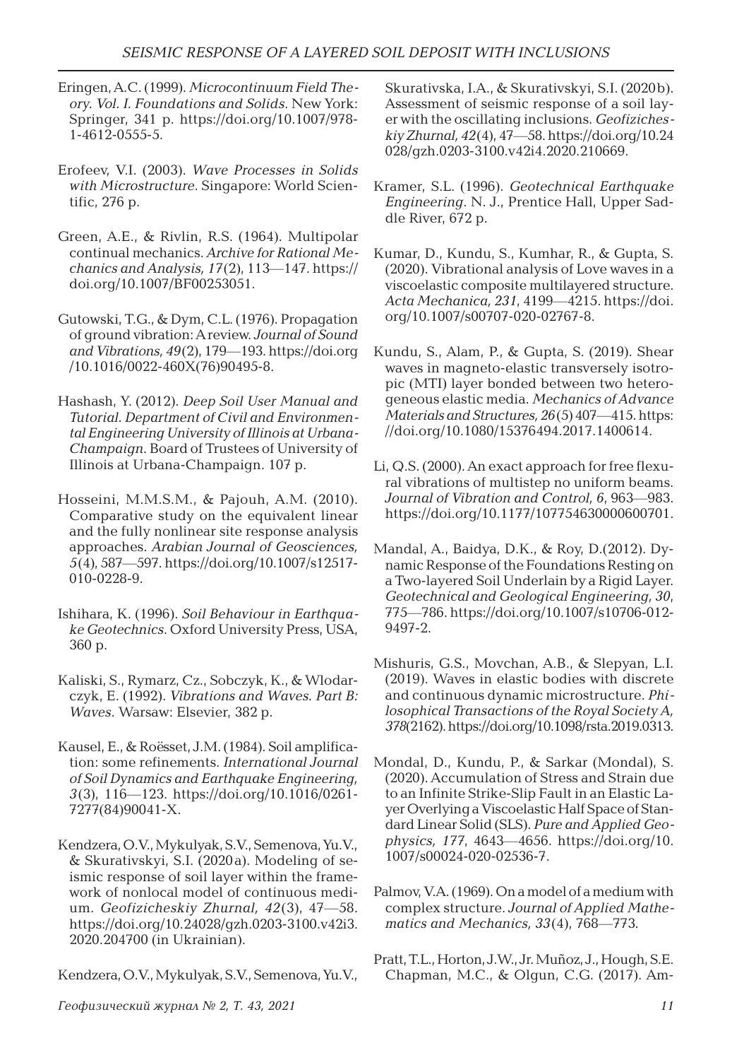Eringen, A.C. (1999). *Microcontinuum Field Theory. Vol. I. Foundations and Solids*. New York: Springer, 341 p. https://doi.org/10.1007/978-1-4612-0555-5.

Erofeev, V.I. (2003). *Wave Processes in Solids with Microstructure*. Singapore: World Scientific, 276 p.

Green, A.E., & Rivlin, R.S. (1964). Multipolar continual mechanics. *Archive for Rational Mechanics and Analysis, 17*(2), 113—147. https://doi.org/10.1007/BF00253051.

Gutowski, T.G., & Dym, C.L. (1976). Propagation of ground vibration: A review. *Journal of Sound and Vibrations, 49*(2), 179—193. https://doi.org/10.1016/0022-460X(76)90495-8.

Hashash, Y. (2012). *Deep Soil User Manual and Tutorial. Department of Civil and Environmental Engineering University of Illinois at Urbana-Champaign*. Board of Trustees of University of Illinois at Urbana-Champaign. 107 p.

Hosseini, M.M.S.M., & Pajouh, A.M. (2010). Comparative study on the equivalent linear and the fully nonlinear site response analysis approaches. *Arabian Journal of Geosciences, 5*(4), 587—597. https://doi.org/10.1007/s12517-010-0228-9.

Ishihara, K. (1996). *Soil Behaviour in Earthquake Geotechnics*. Oxford University Press, USA, 360 p.

Kaliski, S., Rymarz, Cz., Sobczyk, K., & Wlodarczyk, E. (1992). *Vibrations and Waves. Part B: Waves*. Warsaw: Elsevier, 382 p.

Kausel, E., & Roësset, J.M. (1984). Soil amplification: some refinements. *International Journal of Soil Dynamics and Earthquake Engineering, 3*(3), 116—123. https://doi.org/10.1016/0261-7277(84)90041-X.

Kendzera, O.V., Mykulyak, S.V., Semenova, Yu.V., & Skurativskyi, S.I. (2020a). Modeling of seismic response of soil layer within the framework of nonlocal model of continuous medium. *Geofizicheskiy Zhurnal, 42*(3), 47—58. https://doi.org/10.24028/gzh.0203-3100.v42i3.2020.204700 (in Ukrainian).

Kendzera, O.V., Mykulyak, S.V., Semenova, Yu.V., Skurativska, I.A., & Skurativskyi, S.I. (2020b). Assessment of seismic response of a soil layer with the oscillating inclusions. *Geofizicheskiy Zhurnal, 42*(4), 47—58. https://doi.org/10.24028/gzh.0203-3100.v42i4.2020.210669.

Kramer, S.L. (1996). *Geotechnical Earthquake Engineering*. N. J., Prentice Hall, Upper Saddle River, 672 p.

Kumar, D., Kundu, S., Kumhar, R., & Gupta, S. (2020). Vibrational analysis of Love waves in a viscoelastic composite multilayered structure. *Acta Mechanica, 231*, 4199—4215. https://doi.org/10.1007/s00707-020-02767-8.

Kundu, S., Alam, P., & Gupta, S. (2019). Shear waves in magneto-elastic transversely isotropic (MTI) layer bonded between two heterogeneous elastic media. *Mechanics of Advance Materials and Structures, 26*(5) 407—415. https://doi.org/10.1080/15376494.2017.1400614.

Li, Q.S. (2000). An exact approach for free flexural vibrations of multistep no uniform beams. *Journal of Vibration and Control, 6*, 963—983. https://doi.org/10.1177/107754630000600701.

Mandal, A., Baidya, D.K., & Roy, D.(2012). Dynamic Response of the Foundations Resting on a Two-layered Soil Underlain by a Rigid Layer. *Geotechnical and Geological Engineering, 30*, 775—786. https://doi.org/10.1007/s10706-012-9497-2.

Mishuris, G.S., Movchan, A.B., & Slepyan, L.I. (2019). Waves in elastic bodies with discrete and continuous dynamic microstructure. *Philosophical Transactions of the Royal Society A, 378*(2162). https://doi.org/10.1098/rsta.2019.0313.

Mondal, D., Kundu, P., & Sarkar (Mondal), S. (2020). Accumulation of Stress and Strain due to an Infinite Strike-Slip Fault in an Elastic Layer Overlying a Viscoelastic Half Space of Standard Linear Solid (SLS). *Pure and Applied Geophysics, 177*, 4643—4656. https://doi.org/10.1007/s00024-020-02536-7.

Palmov, V.A. (1969). On a model of a medium with complex structure. *Journal of Applied Mathematics and Mechanics, 33*(4), 768—773.

Pratt, T.L., Horton, J.W., Jr. Muñoz, J., Hough, S.E. Chapman, M.C., & Olgun, C.G. (2017). Am-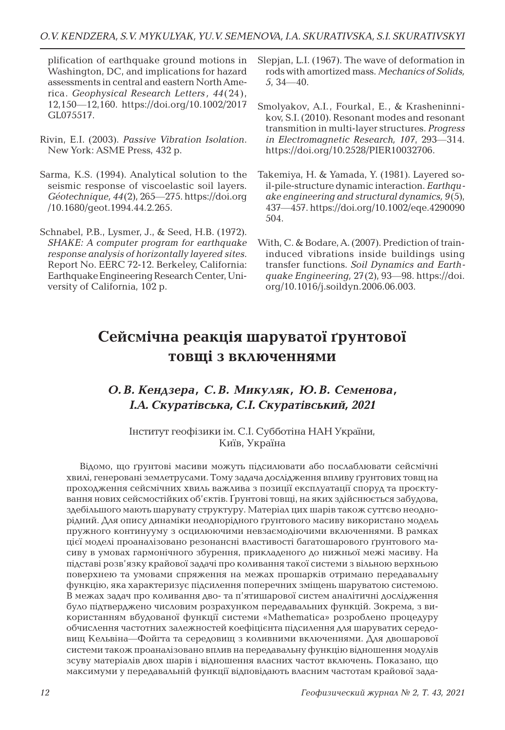plification of earthquake ground motions in Washington, DC, and implications for hazard assessments in central and eastern North America. *Geophysical Research Letters*, *44*(24), 12,150—12,160. https://doi.org/10.1002/2017GL075517.

Rivin, E.I. (2003). *Passive Vibration Isolation*. New York: ASME Press, 432 p.

Sarma, K.S. (1994). Analytical solution to the seismic response of viscoelastic soil layers. *Géotechnique, 44*(2), 265—275. https://doi.org/10.1680/geot.1994.44.2.265.

Schnabel, P.B., Lysmer, J., & Seed, H.B. (1972). *SHAKE: A computer program for earthquake response analysis of horizontally layered sites*. Report No. EERC 72-12. Berkeley, California: Earthquake Engineering Research Center, University of California, 102 p.

Slepjan, L.I. (1967). The wave of deformation in rods with amortized mass. *Mechanics of Solids, 5*, 34—40.

Smolyakov, A.I., Fourkal, E., & Krasheninnikov, S.I. (2010). Resonant modes and resonant transmition in multi-layer structures. *Progress in Electromagnetic Research, 107*, 293—314. https://doi.org/10.2528/PIER10032706.

Takemiya, H. & Yamada, Y. (1981). Layered soil-pile-structure dynamic interaction. *Earthquake engineering and structural dynamics, 9*(5), 437—457. https://doi.org/10.1002/eqe.4290090504.

With, C. & Bodare, A. (2007). Prediction of train-induced vibrations inside buildings using transfer functions. *Soil Dynamics and Earthquake Engineering, 27*(2), 93—98. https://doi.org/10.1016/j.soildyn.2006.06.003.

# Сейсмічна реакція шаруватої ґрунтової товщі з включеннями

***О.В. Кендзера, С.В. Микуляк, Ю.В. Семенова, І.А. Скуратівська, С.І. Скуратівський, 2021***

Інститут геофізики ім. С.І. Субботіна НАН України, Київ, Україна

Відомо, що ґрунтові масиви можуть підсилювати або послаблювати сейсмічні хвилі, генеровані землетрусами. Тому задача дослідження впливу ґрунтових товщ на проходження сейсмічних хвиль важлива з позиції експлуатації споруд та проєктування нових сейсмостійких об'єктів. Ґрунтові товщі, на яких здійснюється забудова, здебільшого мають шарувату структуру. Матеріал цих шарів також суттєво неоднорідний. Для опису динаміки неоднорідного ґрунтового масиву використано модель пружного континууму з осцилюючими невзаємодіючими включеннями. В рамках цієї моделі проаналізовано резонансні властивості багатошарового ґрунтового масиву в умовах гармонічного збурення, прикладеного до нижньої межі масиву. На підставі розв'язку крайової задачі про коливання такої системи з вільною верхньою поверхнею та умовами спряження на межах прошарків отримано передавальну функцію, яка характеризує підсилення поперечних зміщень шаруватою системою. В межах задач про коливання дво- та п'ятишарової систем аналітичні дослідження було підтверджено числовим розрахунком передавальних функцій. Зокрема, з використанням вбудованої функції системи «Mathematica» розроблено процедуру обчислення частотних залежностей коефіцієнта підсилення для шаруватих середовищ Кельвіна—Фойгта та середовищ з коливними включеннями. Для двошарової системи також проаналізовано вплив на передавальну функцію відношення модулів зсуву матеріалів двох шарів і відношення власних частот включень. Показано, що максимуми у передавальній функції відповідають власним частотам крайової зада-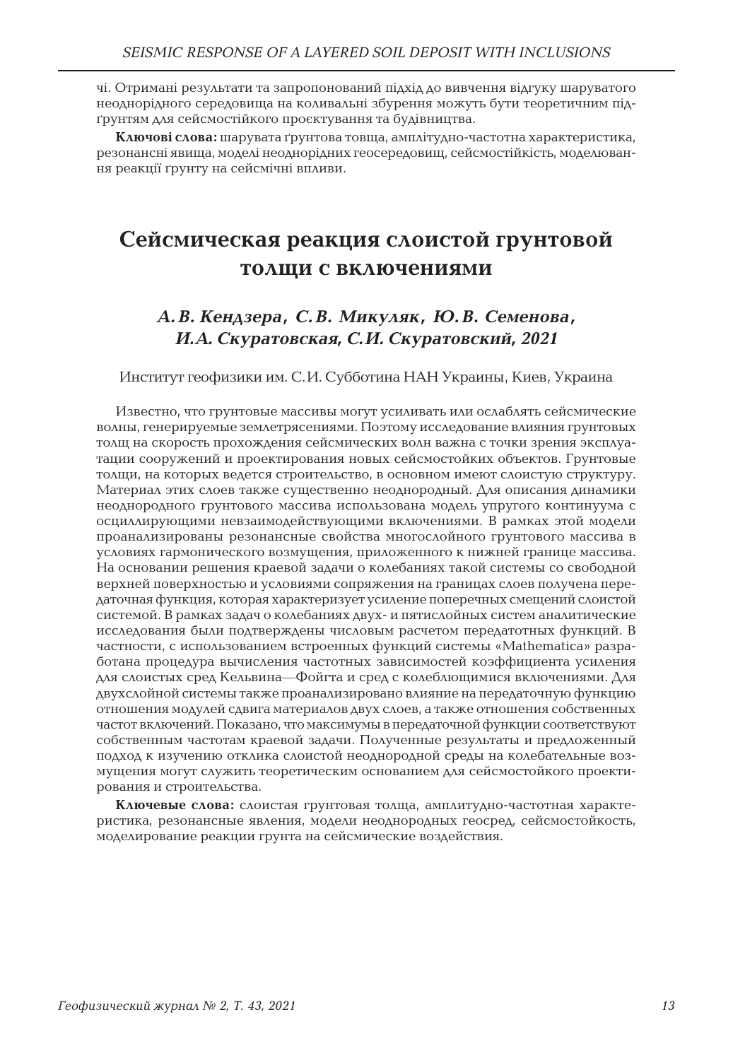чі. Отримані результати та запропонований підхід до вивчення відгуку шаруватого неоднорідного середовища на коливальні збурення можуть бути теоретичним підґрунтям для сейсмостійкого проєктування та будівництва.

**Ключові слова:** шарувата ґрунтова товща, амплітудно-частотна характеристика, резонансні явища, моделі неоднорідних геосередовищ, сейсмостійкість, моделювання реакції ґрунту на сейсмічні впливи.

# Сейсмическая реакция слоистой грунтовой толщи с включениями

***А.В. Кендзера, С.В. Микуляк, Ю.В. Семенова, И.А. Скуратовская, С.И. Скуратовский, 2021***

Институт геофизики им. С.И. Субботина НАН Украины, Киев, Украина

Известно, что грунтовые массивы могут усиливать или ослаблять сейсмические волны, генерируемые землетрясениями. Поэтому исследование влияния грунтовых толщ на скорость прохождения сейсмических волн важна с точки зрения эксплуатации сооружений и проектирования новых сейсмостойких объектов. Грунтовые толщи, на которых ведется строительство, в основном имеют слоистую структуру. Материал этих слоев также существенно неоднородный. Для описания динамики неоднородного грунтового массива использована модель упругого континуума с осциллирующими невзаимодействующими включениями. В рамках этой модели проанализированы резонансные свойства многослойного грунтового массива в условиях гармонического возмущения, приложенного к нижней границе массива. На основании решения краевой задачи о колебаниях такой системы со свободной верхней поверхностью и условиями сопряжения на границах слоев получена передаточная функция, которая характеризует усиление поперечных смещений слоистой системой. В рамках задач о колебаниях двух- и пятислойных систем аналитические исследования были подтверждены числовым расчетом передатотных функций. В частности, с использованием встроенных функций системы «Mathematica» разработана процедура вычисления частотных зависимостей коэффициента усиления для слоистых сред Кельвина—Фойгта и сред с колеблющимися включениями. Для двухслойной системы также проанализировано влияние на передаточную функцию отношения модулей сдвига материалов двух слоев, а также отношения собственных частот включений. Показано, что максимумы в передаточной функции соответствуют собственным частотам краевой задачи. Полученные результаты и предложенный подход к изучению отклика слоистой неоднородной среды на колебательные возмущения могут служить теоретическим основанием для сейсмостойкого проектирования и строительства.

**Ключевые слова:** слоистая грунтовая толща, амплитудно-частотная характеристика, резонансные явления, модели неоднородных геосред, сейсмостойкость, моделирование реакции грунта на сейсмические воздействия.